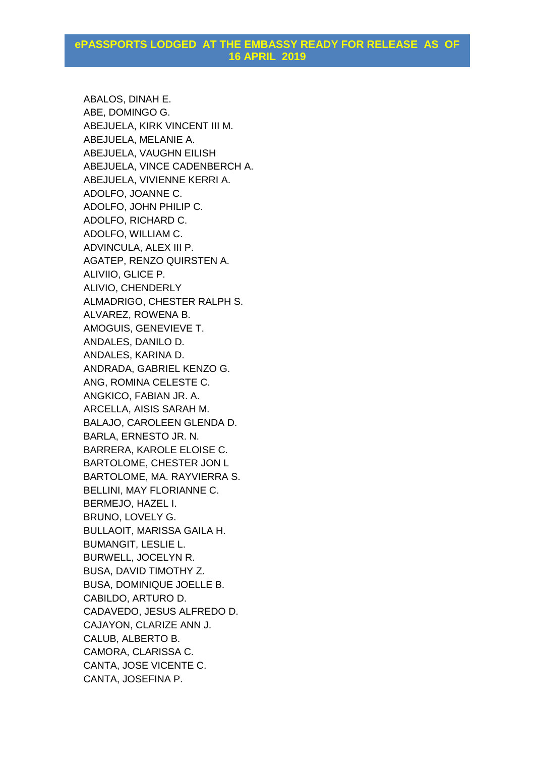# ePASSPORTS LODGED AT THE EMBASSY READY FOR RELEASE AS OF 16 APRIL 2019

ABALOS, DINAH E.
ABE, DOMINGO G.
ABEJUELA, KIRK VINCENT III M.
ABEJUELA, MELANIE A.
ABEJUELA, VAUGHN EILISH
ABEJUELA, VINCE CADENBERCH A.
ABEJUELA, VIVIENNE KERRI A.
ADOLFO, JOANNE C.
ADOLFO, JOHN PHILIP C.
ADOLFO, RICHARD C.
ADOLFO, WILLIAM C.
ADVINCULA, ALEX III P.
AGATEP, RENZO QUIRSTEN A.
ALIVIIO, GLICE P.
ALIVIO, CHENDERLY
ALMADRIGO, CHESTER RALPH S.
ALVAREZ, ROWENA B.
AMOGUIS, GENEVIEVE T.
ANDALES, DANILO D.
ANDALES, KARINA D.
ANDRADA, GABRIEL KENZO G.
ANG, ROMINA CELESTE C.
ANGKICO, FABIAN JR. A.
ARCELLA, AISIS SARAH M.
BALAJO, CAROLEEN GLENDA D.
BARLA, ERNESTO JR. N.
BARRERA, KAROLE ELOISE C.
BARTOLOME, CHESTER JON L
BARTOLOME, MA. RAYVIERRA S.
BELLINI, MAY FLORIANNE C.
BERMEJO, HAZEL I.
BRUNO, LOVELY G.
BULLAOIT, MARISSA GAILA H.
BUMANGIT, LESLIE L.
BURWELL, JOCELYN R.
BUSA, DAVID TIMOTHY Z.
BUSA, DOMINIQUE JOELLE B.
CABILDO, ARTURO D.
CADAVEDO, JESUS ALFREDO D.
CAJAYON, CLARIZE ANN J.
CALUB, ALBERTO B.
CAMORA, CLARISSA C.
CANTA, JOSE VICENTE C.
CANTA, JOSEFINA P.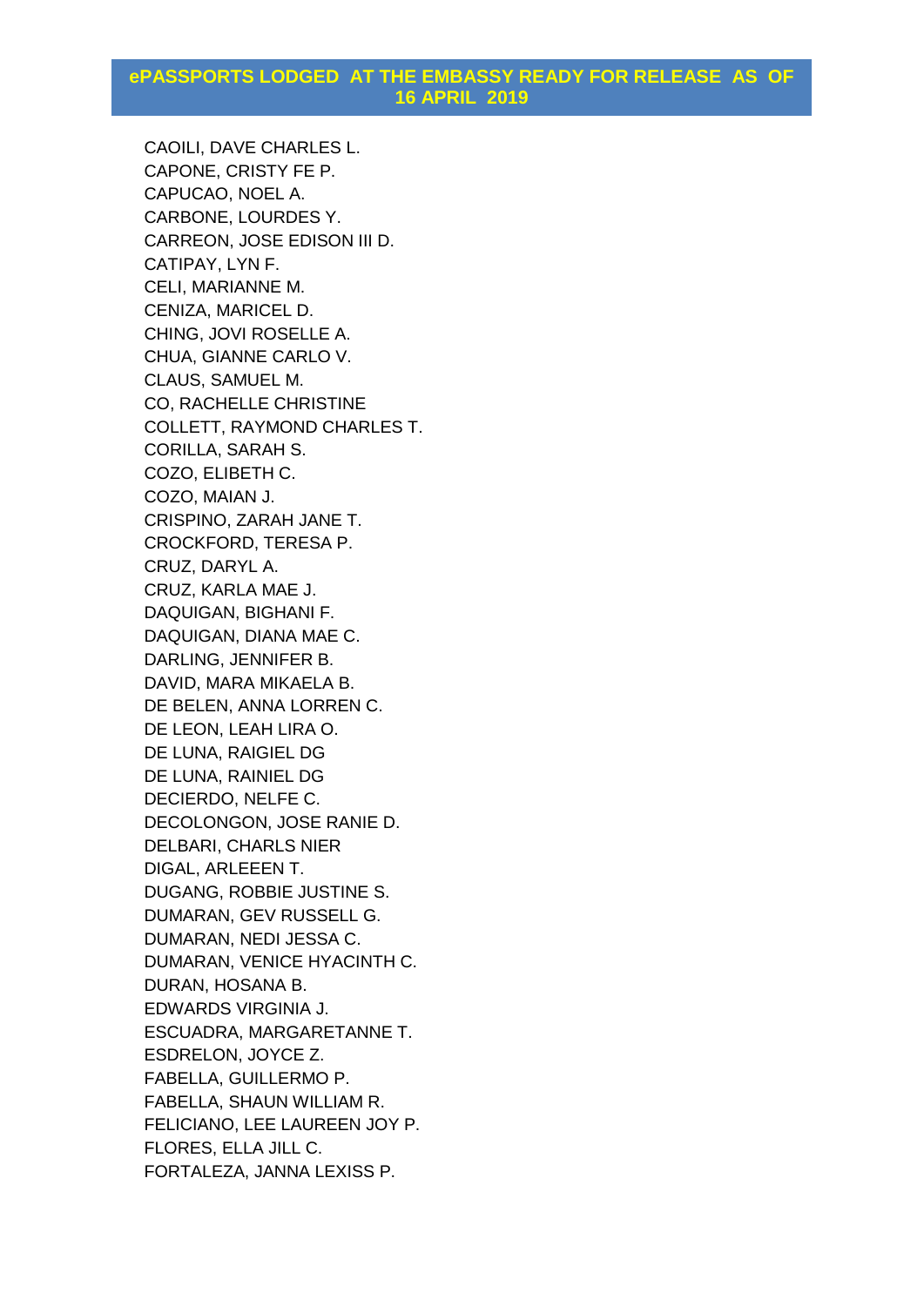## ePASSPORTS LODGED AT THE EMBASSY READY FOR RELEASE AS OF 16 APRIL 2019

CAOILI, DAVE CHARLES L.
CAPONE, CRISTY FE P.
CAPUCAO, NOEL A.
CARBONE, LOURDES Y.
CARREON, JOSE EDISON III D.
CATIPAY, LYN F.
CELI, MARIANNE M.
CENIZA, MARICEL D.
CHING, JOVI ROSELLE A.
CHUA, GIANNE CARLO V.
CLAUS, SAMUEL M.
CO, RACHELLE CHRISTINE
COLLETT, RAYMOND CHARLES T.
CORILLA, SARAH S.
COZO, ELIBETH C.
COZO, MAIAN J.
CRISPINO, ZARAH JANE T.
CROCKFORD, TERESA P.
CRUZ, DARYL A.
CRUZ, KARLA MAE J.
DAQUIGAN, BIGHANI F.
DAQUIGAN, DIANA MAE C.
DARLING, JENNIFER B.
DAVID, MARA MIKAELA B.
DE BELEN, ANNA LORREN C.
DE LEON, LEAH LIRA O.
DE LUNA, RAIGIEL DG
DE LUNA, RAINIEL DG
DECIERDO, NELFE C.
DECOLONGON, JOSE RANIE D.
DELBARI, CHARLS NIER
DIGAL, ARLEEEN T.
DUGANG, ROBBIE JUSTINE S.
DUMARAN, GEV RUSSELL G.
DUMARAN, NEDI JESSA C.
DUMARAN, VENICE HYACINTH C.
DURAN, HOSANA B.
EDWARDS VIRGINIA J.
ESCUADRA, MARGARETANNE T.
ESDRELON, JOYCE Z.
FABELLA, GUILLERMO P.
FABELLA, SHAUN WILLIAM R.
FELICIANO, LEE LAUREEN JOY P.
FLORES, ELLA JILL C.
FORTALEZA, JANNA LEXISS P.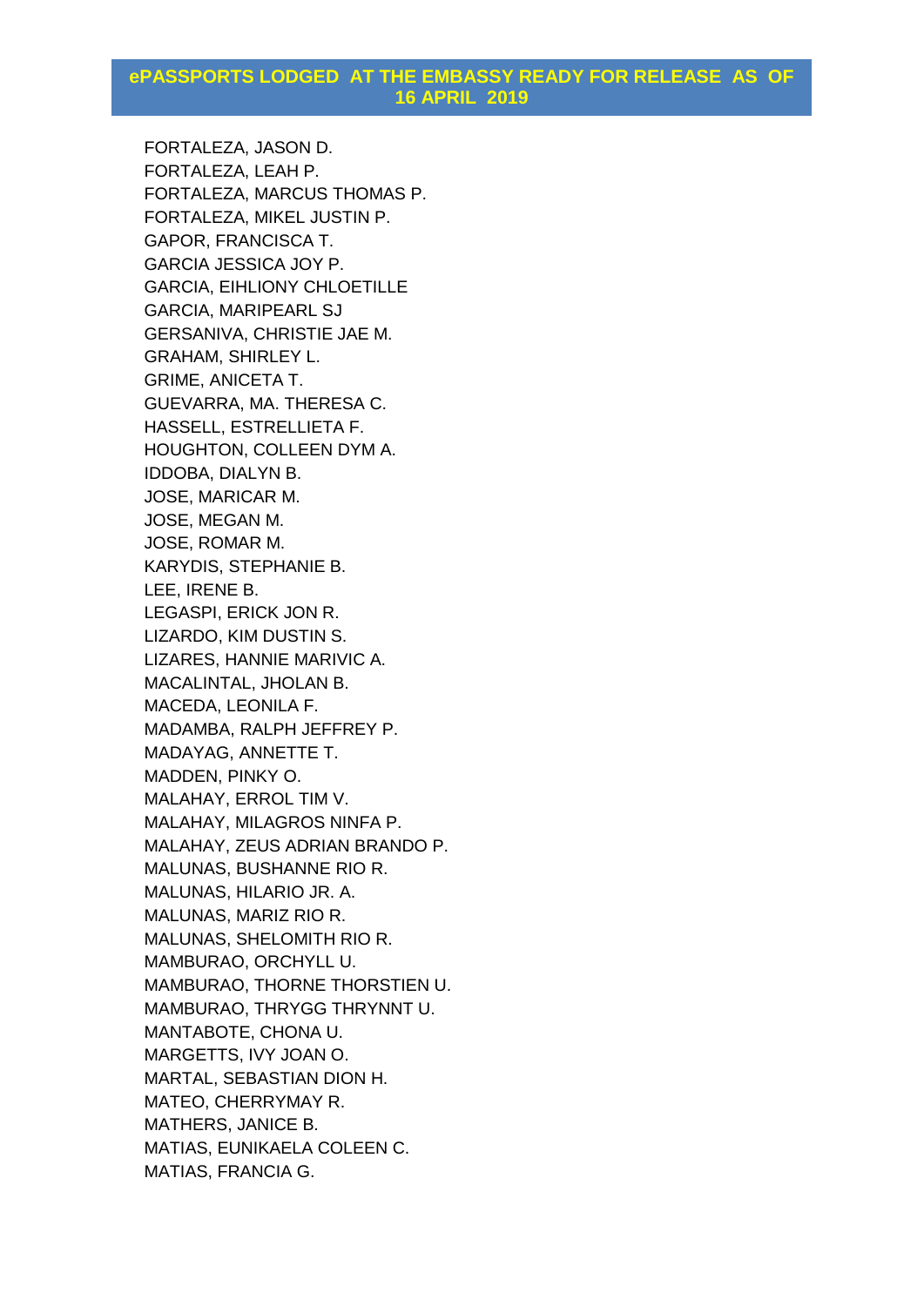## ePASSPORTS LODGED AT THE EMBASSY READY FOR RELEASE AS OF 16 APRIL 2019

FORTALEZA, JASON D.
FORTALEZA, LEAH P.
FORTALEZA, MARCUS THOMAS P.
FORTALEZA, MIKEL JUSTIN P.
GAPOR, FRANCISCA T.
GARCIA JESSICA JOY P.
GARCIA, EIHLIONY CHLOETILLE
GARCIA, MARIPEARL SJ
GERSANIVA, CHRISTIE JAE M.
GRAHAM, SHIRLEY L.
GRIME, ANICETA T.
GUEVARRA, MA. THERESA C.
HASSELL, ESTRELLIETA F.
HOUGHTON, COLLEEN DYM A.
IDDOBA, DIALYN B.
JOSE, MARICAR M.
JOSE, MEGAN M.
JOSE, ROMAR M.
KARYDIS, STEPHANIE B.
LEE, IRENE B.
LEGASPI, ERICK JON R.
LIZARDO, KIM DUSTIN S.
LIZARES, HANNIE MARIVIC A.
MACALINTAL, JHOLAN B.
MACEDA, LEONILA F.
MADAMBA, RALPH JEFFREY P.
MADAYAG, ANNETTE T.
MADDEN, PINKY O.
MALAHAY, ERROL TIM V.
MALAHAY, MILAGROS NINFA P.
MALAHAY, ZEUS ADRIAN BRANDO P.
MALUNAS, BUSHANNE RIO R.
MALUNAS, HILARIO JR. A.
MALUNAS, MARIZ RIO R.
MALUNAS, SHELOMITH RIO R.
MAMBURAO, ORCHYLL U.
MAMBURAO, THORNE THORSTIEN U.
MAMBURAO, THRYGG THRYNNT U.
MANTABOTE, CHONA U.
MARGETTS, IVY JOAN O.
MARTAL, SEBASTIAN DION H.
MATEO, CHERRYMAY R.
MATHERS, JANICE B.
MATIAS, EUNIKAELA COLEEN C.
MATIAS, FRANCIA G.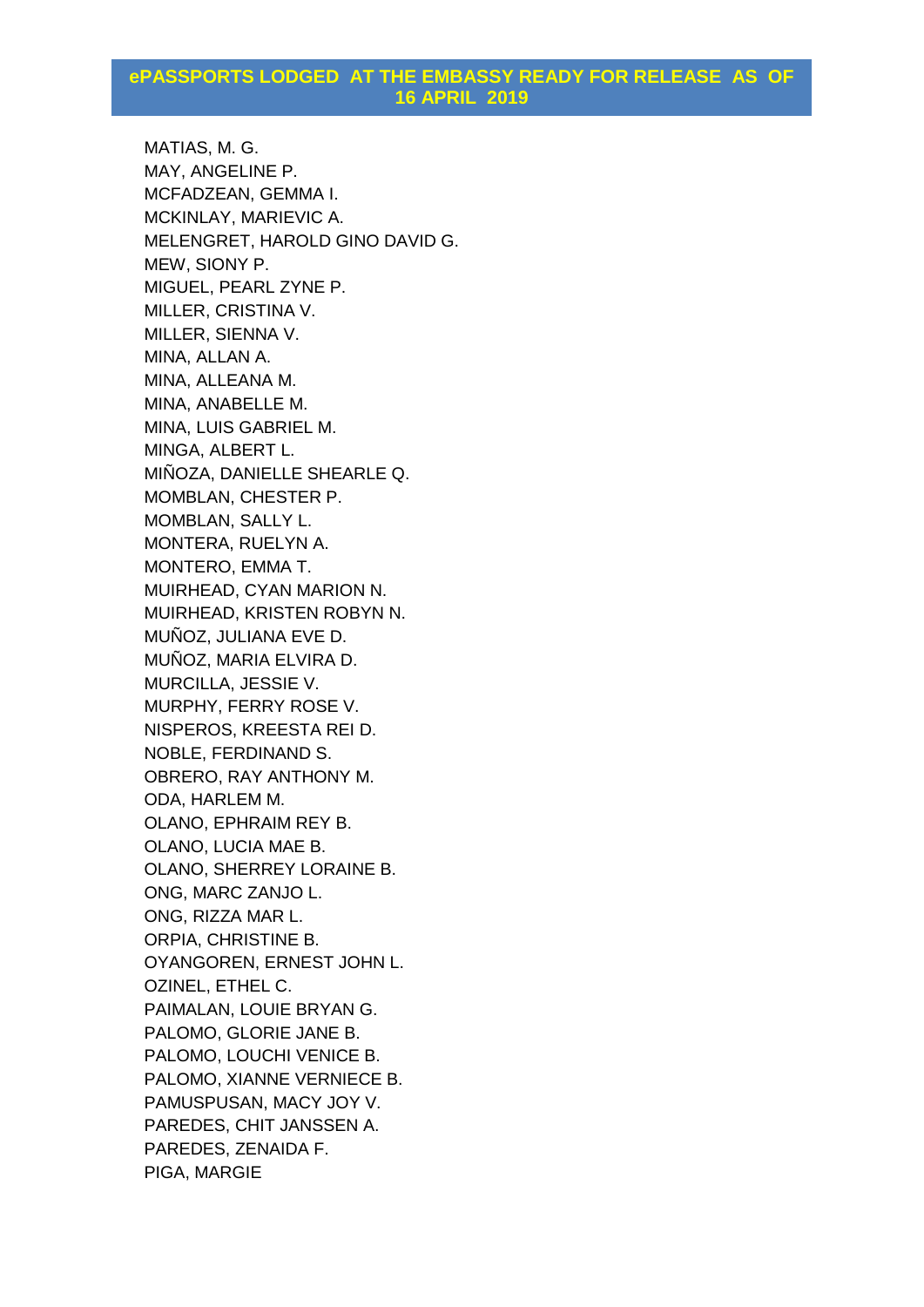## ePASSPORTS LODGED AT THE EMBASSY READY FOR RELEASE AS OF 16 APRIL 2019

MATIAS, M. G.
MAY, ANGELINE P.
MCFADZEAN, GEMMA I.
MCKINLAY, MARIEVIC A.
MELENGRET, HAROLD GINO DAVID G.
MEW, SIONY P.
MIGUEL, PEARL ZYNE P.
MILLER, CRISTINA V.
MILLER, SIENNA V.
MINA, ALLAN A.
MINA, ALLEANA M.
MINA, ANABELLE M.
MINA, LUIS GABRIEL M.
MINGA, ALBERT L.
MIÑOZA, DANIELLE SHEARLE Q.
MOMBLAN, CHESTER P.
MOMBLAN, SALLY L.
MONTERA, RUELYN A.
MONTERO, EMMA T.
MUIRHEAD, CYAN MARION N.
MUIRHEAD, KRISTEN ROBYN N.
MUÑOZ, JULIANA EVE D.
MUÑOZ, MARIA ELVIRA D.
MURCILLA, JESSIE V.
MURPHY, FERRY ROSE V.
NISPEROS, KREESTA REI D.
NOBLE, FERDINAND S.
OBRERO, RAY ANTHONY M.
ODA, HARLEM M.
OLANO, EPHRAIM REY B.
OLANO, LUCIA MAE B.
OLANO, SHERREY LORAINE B.
ONG, MARC ZANJO L.
ONG, RIZZA MAR L.
ORPIA, CHRISTINE B.
OYANGOREN, ERNEST JOHN L.
OZINEL, ETHEL C.
PAIMALAN, LOUIE BRYAN G.
PALOMO, GLORIE JANE B.
PALOMO, LOUCHI VENICE B.
PALOMO, XIANNE VERNIECE B.
PAMUSPUSAN, MACY JOY V.
PAREDES, CHIT JANSSEN A.
PAREDES, ZENAIDA F.
PIGA, MARGIE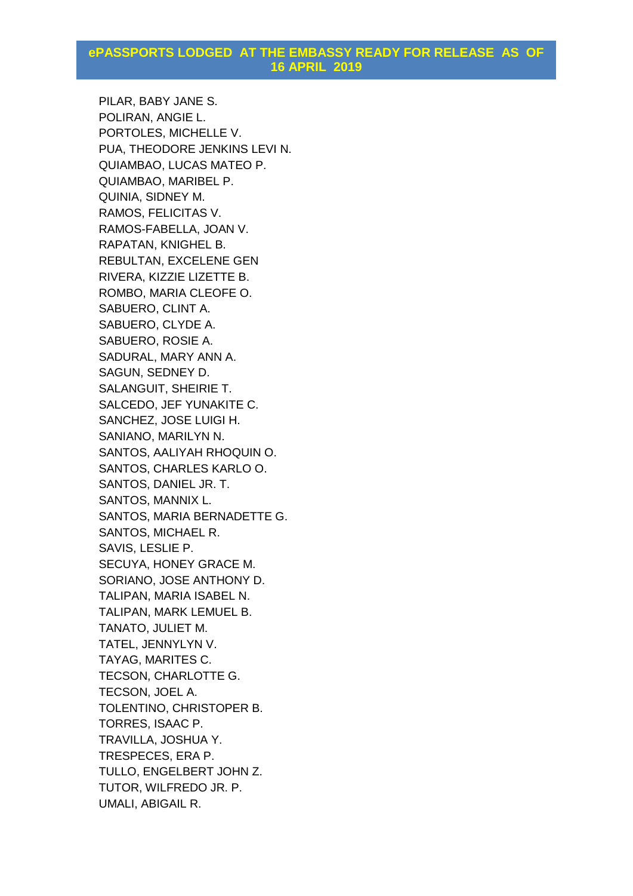## ePASSPORTS LODGED AT THE EMBASSY READY FOR RELEASE AS OF 16 APRIL 2019

PILAR, BABY JANE S.
POLIRAN, ANGIE L.
PORTOLES, MICHELLE V.
PUA, THEODORE JENKINS LEVI N.
QUIAMBAO, LUCAS MATEO P.
QUIAMBAO, MARIBEL P.
QUINIA, SIDNEY M.
RAMOS, FELICITAS V.
RAMOS-FABELLA, JOAN V.
RAPATAN, KNIGHEL B.
REBULTAN, EXCELENE GEN
RIVERA, KIZZIE LIZETTE B.
ROMBO, MARIA CLEOFE O.
SABUERO, CLINT A.
SABUERO, CLYDE A.
SABUERO, ROSIE A.
SADURAL, MARY ANN A.
SAGUN, SEDNEY D.
SALANGUIT, SHEIRIE T.
SALCEDO, JEF YUNAKITE C.
SANCHEZ, JOSE LUIGI H.
SANIANO, MARILYN N.
SANTOS, AALIYAH RHOQUIN O.
SANTOS, CHARLES KARLO O.
SANTOS, DANIEL JR. T.
SANTOS, MANNIX L.
SANTOS, MARIA BERNADETTE G.
SANTOS, MICHAEL R.
SAVIS, LESLIE P.
SECUYA, HONEY GRACE M.
SORIANO, JOSE ANTHONY D.
TALIPAN, MARIA ISABEL N.
TALIPAN, MARK LEMUEL B.
TANATO, JULIET M.
TATEL, JENNYLYN V.
TAYAG, MARITES C.
TECSON, CHARLOTTE G.
TECSON, JOEL A.
TOLENTINO, CHRISTOPER B.
TORRES, ISAAC P.
TRAVILLA, JOSHUA Y.
TRESPECES, ERA P.
TULLO, ENGELBERT JOHN Z.
TUTOR, WILFREDO JR. P.
UMALI, ABIGAIL R.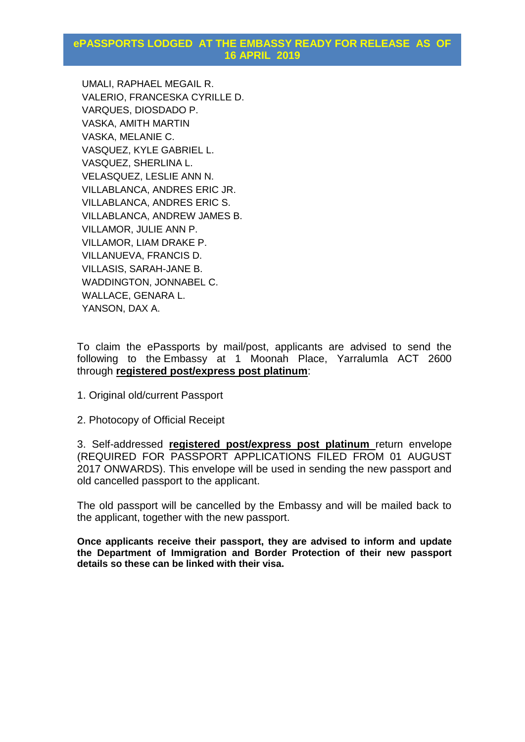## ePASSPORTS LODGED AT THE EMBASSY READY FOR RELEASE AS OF 16 APRIL 2019

UMALI, RAPHAEL MEGAIL R.
VALERIO, FRANCESKA CYRILLE D.
VARQUES, DIOSDADO P.
VASKA, AMITH MARTIN
VASKA, MELANIE C.
VASQUEZ, KYLE GABRIEL L.
VASQUEZ, SHERLINA L.
VELASQUEZ, LESLIE ANN N.
VILLABLANCA, ANDRES ERIC JR.
VILLABLANCA, ANDRES ERIC S.
VILLABLANCA, ANDREW JAMES B.
VILLAMOR, JULIE ANN P.
VILLAMOR, LIAM DRAKE P.
VILLANUEVA, FRANCIS D.
VILLASIS, SARAH-JANE B.
WADDINGTON, JONNABEL C.
WALLACE, GENARA L.
YANSON, DAX A.

To claim the ePassports by mail/post, applicants are advised to send the following to the Embassy at 1 Moonah Place, Yarralumla ACT 2600 through **registered post/express post platinum**:

1. Original old/current Passport

2. Photocopy of Official Receipt

3. Self-addressed **registered post/express post platinum** return envelope (REQUIRED FOR PASSPORT APPLICATIONS FILED FROM 01 AUGUST 2017 ONWARDS). This envelope will be used in sending the new passport and old cancelled passport to the applicant.

The old passport will be cancelled by the Embassy and will be mailed back to the applicant, together with the new passport.

**Once applicants receive their passport, they are advised to inform and update the Department of Immigration and Border Protection of their new passport details so these can be linked with their visa.**